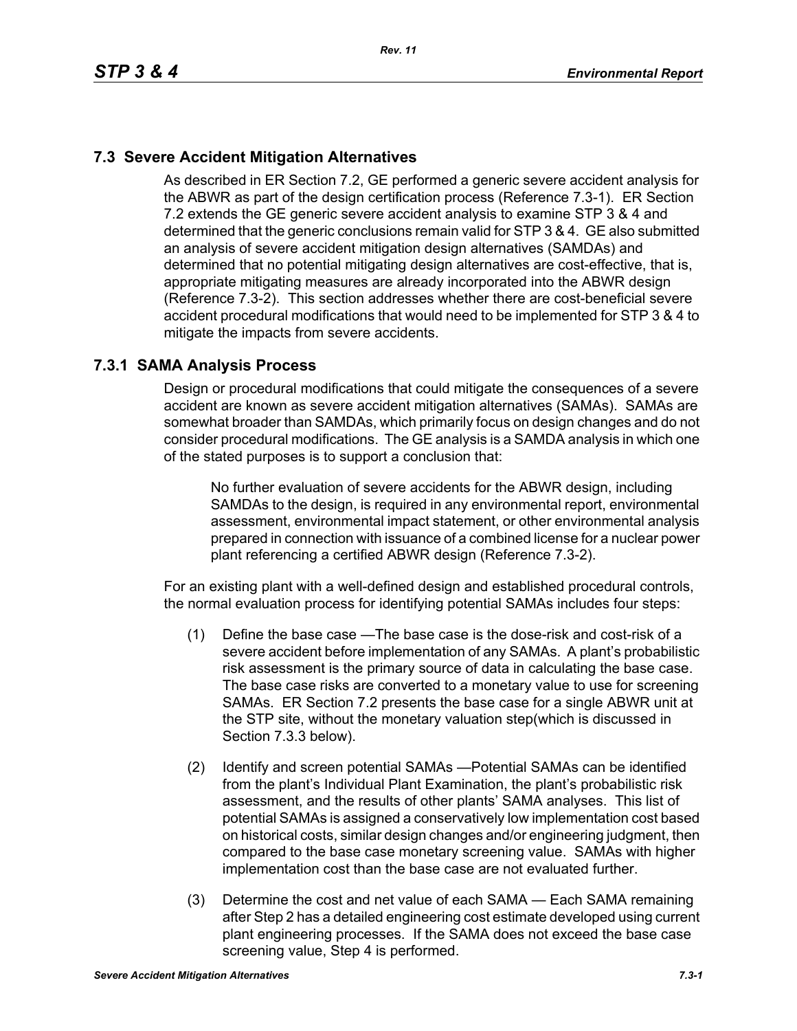## 7.3 Severe Accident Mitigation Alternatives

As described in ER Section 7.2, GE performed a generic severe accident analysis for the ABWR as part of the design certification process (Reference 7.3-1). ER Section 7.2 extends the GE generic severe accident analysis to examine STP 3 & 4 and determined that the generic conclusions remain valid for STP 3 & 4. GE also submitted an analysis of severe accident mitigation design alternatives (SAMDAs) and determined that no potential mitigating design alternatives are cost-effective, that is, appropriate mitigating measures are already incorporated into the ABWR design (Reference 7.3-2). This section addresses whether there are cost-beneficial severe accident procedural modifications that would need to be implemented for STP 3 & 4 to mitigate the impacts from severe accidents.

### 7.3.1 SAMA Analysis Process

Design or procedural modifications that could mitigate the consequences of a severe accident are known as severe accident mitigation alternatives (SAMAs). SAMAs are somewhat broader than SAMDAs, which primarily focus on design changes and do not consider procedural modifications. The GE analysis is a SAMDA analysis in which one of the stated purposes is to support a conclusion that:

> No further evaluation of severe accidents for the ABWR design, including SAMDAs to the design, is required in any environmental report, environmental assessment, environmental impact statement, or other environmental analysis prepared in connection with issuance of a combined license for a nuclear power plant referencing a certified ABWR design (Reference 7.3-2).

For an existing plant with a well-defined design and established procedural controls, the normal evaluation process for identifying potential SAMAs includes four steps:

(1) Define the base case —The base case is the dose-risk and cost-risk of a severe accident before implementation of any SAMAs. A plant's probabilistic risk assessment is the primary source of data in calculating the base case. The base case risks are converted to a monetary value to use for screening SAMAs. ER Section 7.2 presents the base case for a single ABWR unit at the STP site, without the monetary valuation step(which is discussed in Section 7.3.3 below).

(2) Identify and screen potential SAMAs —Potential SAMAs can be identified from the plant's Individual Plant Examination, the plant's probabilistic risk assessment, and the results of other plants' SAMA analyses. This list of potential SAMAs is assigned a conservatively low implementation cost based on historical costs, similar design changes and/or engineering judgment, then compared to the base case monetary screening value. SAMAs with higher implementation cost than the base case are not evaluated further.

(3) Determine the cost and net value of each SAMA — Each SAMA remaining after Step 2 has a detailed engineering cost estimate developed using current plant engineering processes. If the SAMA does not exceed the base case screening value, Step 4 is performed.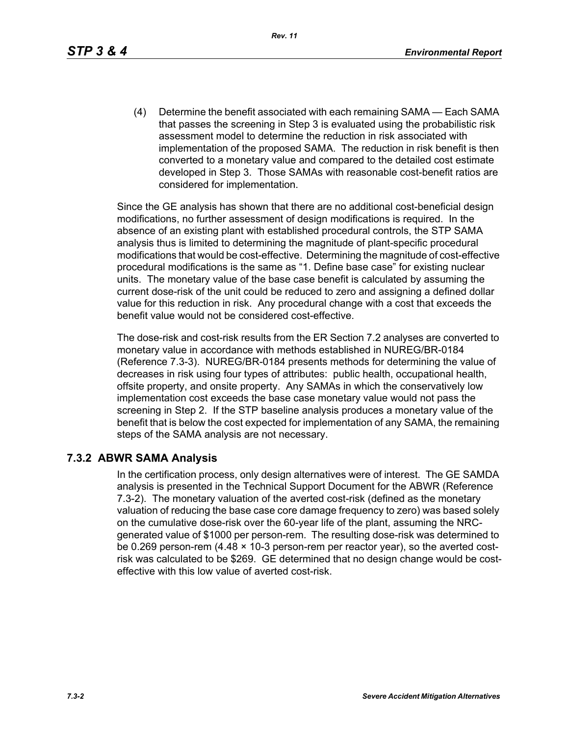(4) Determine the benefit associated with each remaining SAMA — Each SAMA that passes the screening in Step 3 is evaluated using the probabilistic risk assessment model to determine the reduction in risk associated with implementation of the proposed SAMA. The reduction in risk benefit is then converted to a monetary value and compared to the detailed cost estimate developed in Step 3. Those SAMAs with reasonable cost-benefit ratios are considered for implementation.

Since the GE analysis has shown that there are no additional cost-beneficial design modifications, no further assessment of design modifications is required. In the absence of an existing plant with established procedural controls, the STP SAMA analysis thus is limited to determining the magnitude of plant-specific procedural modifications that would be cost-effective. Determining the magnitude of cost-effective procedural modifications is the same as "1. Define base case" for existing nuclear units. The monetary value of the base case benefit is calculated by assuming the current dose-risk of the unit could be reduced to zero and assigning a defined dollar value for this reduction in risk. Any procedural change with a cost that exceeds the benefit value would not be considered cost-effective.

The dose-risk and cost-risk results from the ER Section 7.2 analyses are converted to monetary value in accordance with methods established in NUREG/BR-0184 (Reference 7.3-3). NUREG/BR-0184 presents methods for determining the value of decreases in risk using four types of attributes: public health, occupational health, offsite property, and onsite property. Any SAMAs in which the conservatively low implementation cost exceeds the base case monetary value would not pass the screening in Step 2. If the STP baseline analysis produces a monetary value of the benefit that is below the cost expected for implementation of any SAMA, the remaining steps of the SAMA analysis are not necessary.

## 7.3.2 ABWR SAMA Analysis

In the certification process, only design alternatives were of interest. The GE SAMDA analysis is presented in the Technical Support Document for the ABWR (Reference 7.3-2). The monetary valuation of the averted cost-risk (defined as the monetary valuation of reducing the base case core damage frequency to zero) was based solely on the cumulative dose-risk over the 60-year life of the plant, assuming the NRC-generated value of $1000 per person-rem. The resulting dose-risk was determined to be 0.269 person-rem ($4.48 \times 10^{-3}$ person-rem per reactor year), so the averted cost-risk was calculated to be $269. GE determined that no design change would be cost-effective with this low value of averted cost-risk.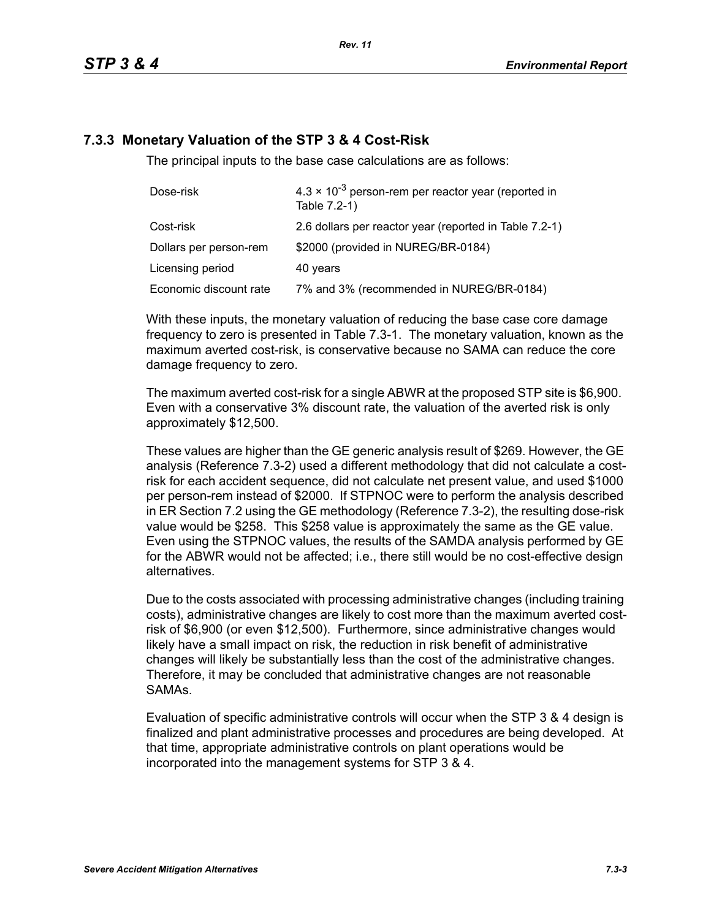### 7.3.3 Monetary Valuation of the STP 3 & 4 Cost-Risk

The principal inputs to the base case calculations are as follows:

| | |
|---|---|
| Dose-risk | $4.3 \times 10^{-3}$ person-rem per reactor year (reported in Table 7.2-1) |
| Cost-risk | 2.6 dollars per reactor year (reported in Table 7.2-1) |
| Dollars per person-rem | $2000 (provided in NUREG/BR-0184) |
| Licensing period | 40 years |
| Economic discount rate | 7% and 3% (recommended in NUREG/BR-0184) |

With these inputs, the monetary valuation of reducing the base case core damage frequency to zero is presented in Table 7.3-1. The monetary valuation, known as the maximum averted cost-risk, is conservative because no SAMA can reduce the core damage frequency to zero.

The maximum averted cost-risk for a single ABWR at the proposed STP site is $6,900. Even with a conservative 3% discount rate, the valuation of the averted risk is only approximately $12,500.

These values are higher than the GE generic analysis result of $269. However, the GE analysis (Reference 7.3-2) used a different methodology that did not calculate a cost-risk for each accident sequence, did not calculate net present value, and used $1000 per person-rem instead of $2000. If STPNOC were to perform the analysis described in ER Section 7.2 using the GE methodology (Reference 7.3-2), the resulting dose-risk value would be $258. This $258 value is approximately the same as the GE value. Even using the STPNOC values, the results of the SAMDA analysis performed by GE for the ABWR would not be affected; i.e., there still would be no cost-effective design alternatives.

Due to the costs associated with processing administrative changes (including training costs), administrative changes are likely to cost more than the maximum averted cost-risk of $6,900 (or even $12,500). Furthermore, since administrative changes would likely have a small impact on risk, the reduction in risk benefit of administrative changes will likely be substantially less than the cost of the administrative changes. Therefore, it may be concluded that administrative changes are not reasonable SAMAs.

Evaluation of specific administrative controls will occur when the STP 3 & 4 design is finalized and plant administrative processes and procedures are being developed. At that time, appropriate administrative controls on plant operations would be incorporated into the management systems for STP 3 & 4.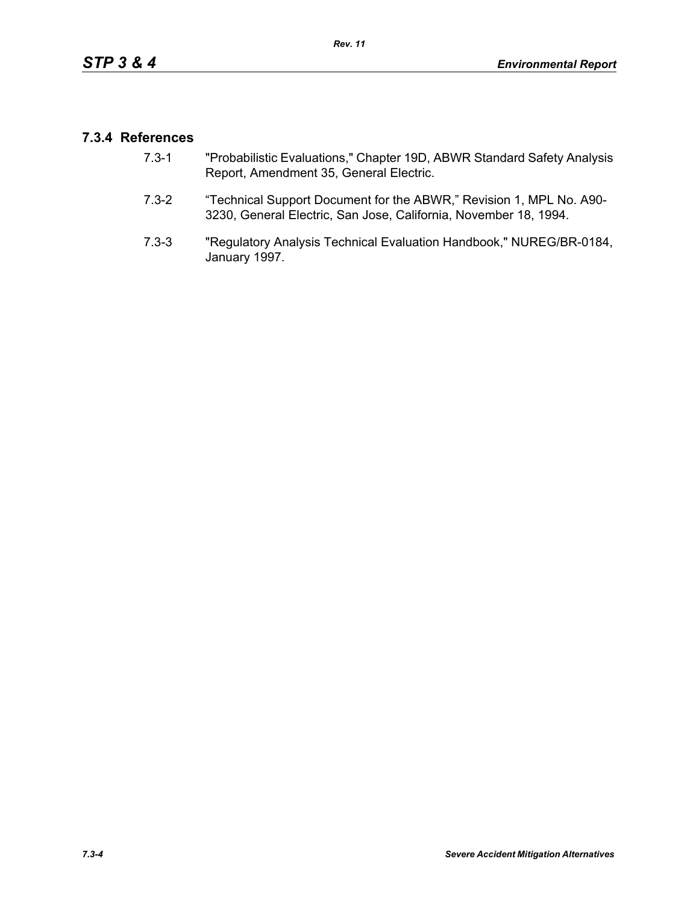## 7.3.4 References

7.3-1 "Probabilistic Evaluations," Chapter 19D, ABWR Standard Safety Analysis Report, Amendment 35, General Electric.

7.3-2 "Technical Support Document for the ABWR," Revision 1, MPL No. A90-3230, General Electric, San Jose, California, November 18, 1994.

7.3-3 "Regulatory Analysis Technical Evaluation Handbook," NUREG/BR-0184, January 1997.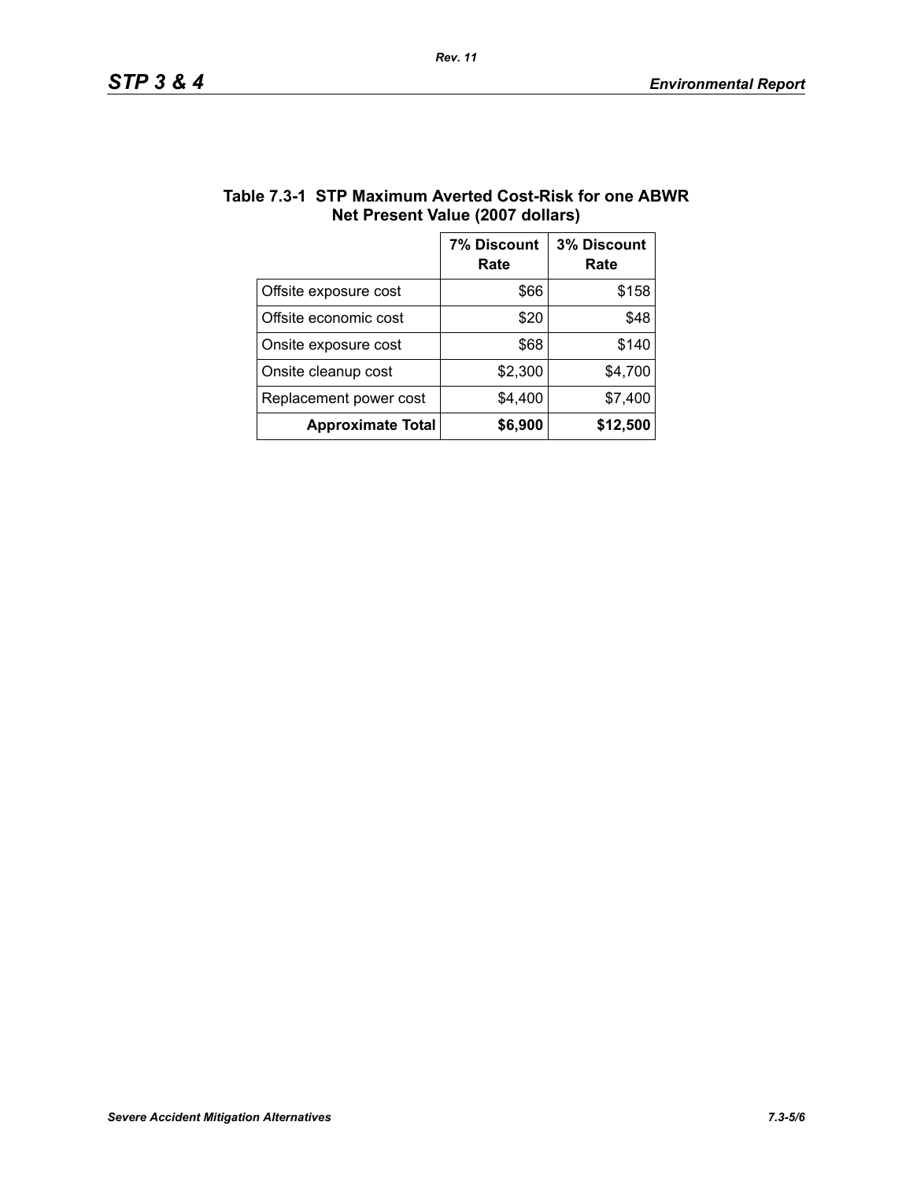**Table 7.3-1 STP Maximum Averted Cost-Risk for one ABWR Net Present Value (2007 dollars)**

| | 7% Discount Rate | 3% Discount Rate |
|---|---:|---:|
| Offsite exposure cost | $66 | $158 |
| Offsite economic cost | $20 | $48 |
| Onsite exposure cost | $68 | $140 |
| Onsite cleanup cost | $2,300 | $4,700 |
| Replacement power cost | $4,400 | $7,400 |
| **Approximate Total** | **$6,900** | **$12,500** |